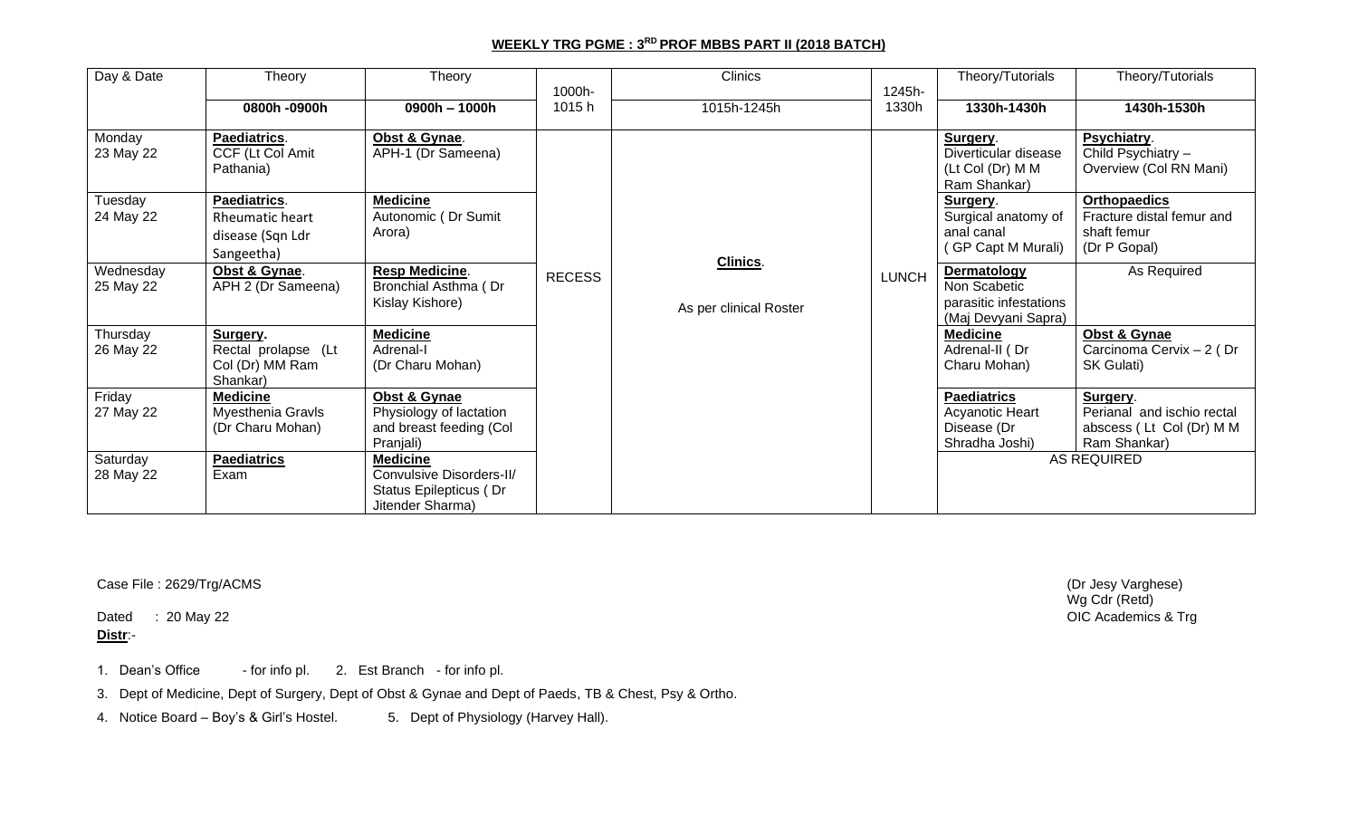## WEEKLY TRG PGME : 3RD PROF MBBS PART II (2018 BATCH)

| Day & Date | Theory | Theory | 1000h-1015 h | Clinics | 1245h-1330h | Theory/Tutorials | Theory/Tutorials |
|---|---|---|---|---|---|---|---|
| | **0800h -0900h** | **0900h – 1000h** | | 1015h-1245h | | **1330h-1430h** | **1430h-1530h** |
| Monday 23 May 22 | **Paediatrics**. CCF (Lt Col Amit Pathania) | **Obst & Gynae**. APH-1 (Dr Sameena) | RECESS | **Clinics**. As per clinical Roster | LUNCH | **Surgery**. Diverticular disease (Lt Col (Dr) M M Ram Shankar) | **Psychiatry**. Child Psychiatry – Overview (Col RN Mani) |
| Tuesday 24 May 22 | **Paediatrics**. Rheumatic heart disease (Sqn Ldr Sangeetha) | **Medicine** Autonomic ( Dr Sumit Arora) | | | | **Surgery**. Surgical anatomy of anal canal ( GP Capt M Murali) | **Orthopaedics** Fracture distal femur and shaft femur (Dr P Gopal) |
| Wednesday 25 May 22 | **Obst & Gynae**. APH 2 (Dr Sameena) | **Resp Medicine**. Bronchial Asthma ( Dr Kislay Kishore) | | | | **Dermatology** Non Scabetic parasitic infestations (Maj Devyani Sapra) | As Required |
| Thursday 26 May 22 | **Surgery.** Rectal prolapse (Lt Col (Dr) MM Ram Shankar) | **Medicine** Adrenal-I (Dr Charu Mohan) | | | | **Medicine** Adrenal-II ( Dr Charu Mohan) | **Obst & Gynae** Carcinoma Cervix – 2 ( Dr SK Gulati) |
| Friday 27 May 22 | **Medicine** Myesthenia Gravls (Dr Charu Mohan) | **Obst & Gynae** Physiology of lactation and breast feeding (Col Pranjali) | | | | **Paediatrics** Acyanotic Heart Disease (Dr Shradha Joshi) | **Surgery**. Perianal and ischio rectal abscess ( Lt Col (Dr) M M Ram Shankar) |
| Saturday 28 May 22 | **Paediatrics** Exam | **Medicine** Convulsive Disorders-II/ Status Epilepticus ( Dr Jitender Sharma) | | | | AS REQUIRED | |

Case File : 2629/Trg/ACMS

Dated : 20 May 22

(Dr Jesy Varghese)
Wg Cdr (Retd)
OIC Academics & Trg

**Distr**:-

1. Dean's Office - for info pl.
2. Est Branch - for info pl.
3. Dept of Medicine, Dept of Surgery, Dept of Obst & Gynae and Dept of Paeds, TB & Chest, Psy & Ortho.
4. Notice Board – Boy's & Girl's Hostel.
5. Dept of Physiology (Harvey Hall).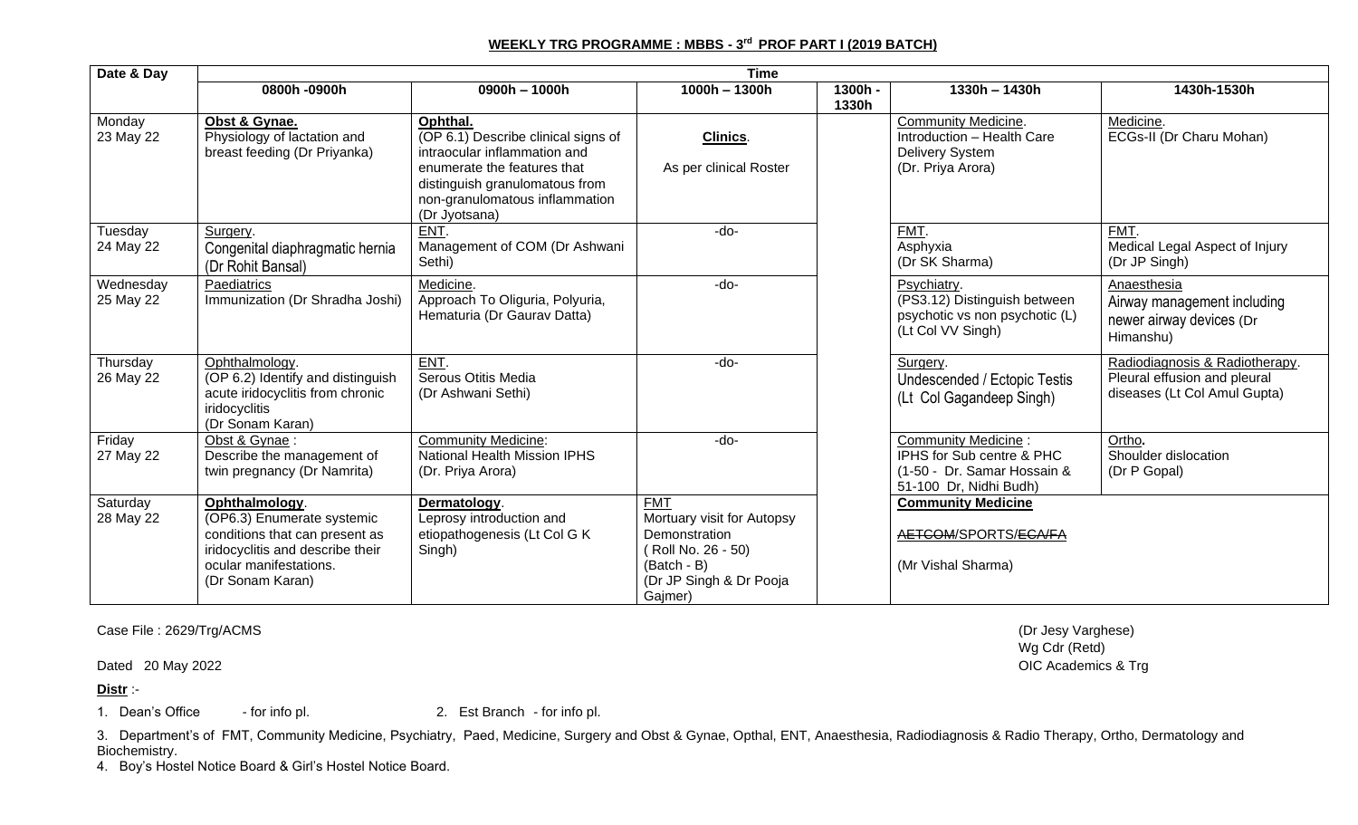## WEEKLY TRG PROGRAMME : MBBS - 3[rd] PROF PART I (2019 BATCH)

| Date & Day | Time | | | | | |
|---|---|---|---|---|---|---|
| | 0800h -0900h | 0900h – 1000h | 1000h – 1300h | 1300h - 1330h | 1330h – 1430h | 1430h-1530h |
| Monday 23 May 22 | **Obst & Gynae.** Physiology of lactation and breast feeding (Dr Priyanka) | **Ophthal.** (OP 6.1) Describe clinical signs of intraocular inflammation and enumerate the features that distinguish granulomatous from non-granulomatous inflammation (Dr Jyotsana) | **Clinics**. As per clinical Roster | | Community Medicine. Introduction – Health Care Delivery System (Dr. Priya Arora) | Medicine. ECGs-II (Dr Charu Mohan) |
| Tuesday 24 May 22 | Surgery. Congenital diaphragmatic hernia (Dr Rohit Bansal) | ENT. Management of COM (Dr Ashwani Sethi) | -do- | | FMT. Asphyxia (Dr SK Sharma) | FMT. Medical Legal Aspect of Injury (Dr JP Singh) |
| Wednesday 25 May 22 | Paediatrics Immunization (Dr Shradha Joshi) | Medicine. Approach To Oliguria, Polyuria, Hematuria (Dr Gaurav Datta) | -do- | | Psychiatry. (PS3.12) Distinguish between psychotic vs non psychotic (L) (Lt Col VV Singh) | Anaesthesia Airway management including newer airway devices (Dr Himanshu) |
| Thursday 26 May 22 | Ophthalmology. (OP 6.2) Identify and distinguish acute iridocyclitis from chronic iridocyclitis (Dr Sonam Karan) | ENT. Serous Otitis Media (Dr Ashwani Sethi) | -do- | | Surgery. Undescended / Ectopic Testis (Lt Col Gagandeep Singh) | Radiodiagnosis & Radiotherapy. Pleural effusion and pleural diseases (Lt Col Amul Gupta) |
| Friday 27 May 22 | Obst & Gynae : Describe the management of twin pregnancy (Dr Namrita) | Community Medicine: National Health Mission IPHS (Dr. Priya Arora) | -do- | | Community Medicine : IPHS for Sub centre & PHC (1-50 - Dr. Samar Hossain & 51-100 Dr, Nidhi Budh) | Ortho**.** Shoulder dislocation (Dr P Gopal) |
| Saturday 28 May 22 | **Ophthalmology**. (OP6.3) Enumerate systemic conditions that can present as iridocyclitis and describe their ocular manifestations. (Dr Sonam Karan) | **Dermatology**. Leprosy introduction and etiopathogenesis (Lt Col G K Singh) | FMT Mortuary visit for Autopsy Demonstration ( Roll No. 26 - 50) (Batch - B) (Dr JP Singh & Dr Pooja Gajmer) | | **Community Medicine** ~~AETCOM~~/SPORTS/~~ECA/FA~~ (Mr Vishal Sharma) | |

Case File : 2629/Trg/ACMS

Dated 20 May 2022

(Dr Jesy Varghese)
Wg Cdr (Retd)
OIC Academics & Trg

**Distr** :-

1. Dean's Office - for info pl.
2. Est Branch - for info pl.
3. Department's of FMT, Community Medicine, Psychiatry, Paed, Medicine, Surgery and Obst & Gynae, Opthal, ENT, Anaesthesia, Radiodiagnosis & Radio Therapy, Ortho, Dermatology and Biochemistry.
4. Boy's Hostel Notice Board & Girl's Hostel Notice Board.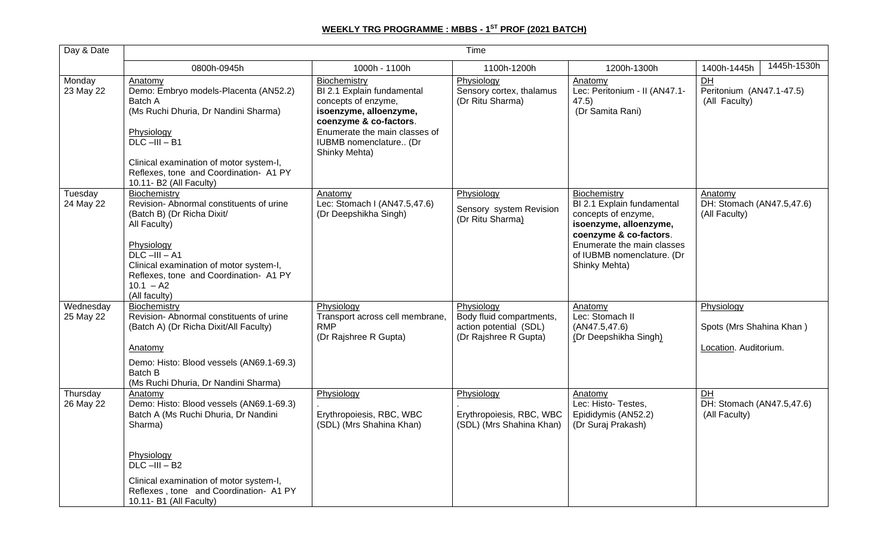## WEEKLY TRG PROGRAMME : MBBS - 1ST PROF (2021 BATCH)

| Day & Date | Time | | | | | |
|---|---|---|---|---|---|---|
| | 0800h-0945h | 1000h - 1100h | 1100h-1200h | 1200h-1300h | 1400h-1445h | 1445h-1530h |
| Monday 23 May 22 | Anatomy<br>Demo: Embryo models-Placenta (AN52.2) Batch A<br>(Ms Ruchi Dhuria, Dr Nandini Sharma)<br><br>Physiology<br>DLC –III – B1<br><br>Clinical examination of motor system-I, Reflexes, tone and Coordination- A1 PY 10.11- B2 (All Faculty) | Biochemistry<br>BI 2.1 Explain fundamental concepts of enzyme, **isoenzyme, alloenzyme, coenzyme & co-factors**. Enumerate the main classes of IUBMB nomenclature.. (Dr Shinky Mehta) | Physiology<br>Sensory cortex, thalamus (Dr Ritu Sharma) | Anatomy<br>Lec: Peritonium - II (AN47.1-47.5)<br>(Dr Samita Rani) | DH<br>Peritonium (AN47.1-47.5)<br>(All Faculty) | |
| Tuesday 24 May 22 | Biochemistry<br>Revision- Abnormal constituents of urine (Batch B) (Dr Richa Dixit/ All Faculty)<br><br>Physiology<br>DLC –III – A1<br>Clinical examination of motor system-I, Reflexes, tone and Coordination- A1 PY 10.1 – A2<br>(All faculty) | Anatomy<br>Lec: Stomach I (AN47.5,47.6)<br>(Dr Deepshikha Singh) | Physiology<br>Sensory system Revision (Dr Ritu Sharma) | Biochemistry<br>BI 2.1 Explain fundamental concepts of enzyme, **isoenzyme, alloenzyme, coenzyme & co-factors**. Enumerate the main classes of IUBMB nomenclature. (Dr Shinky Mehta) | Anatomy<br>DH: Stomach (AN47.5,47.6)<br>(All Faculty) | |
| Wednesday 25 May 22 | Biochemistry<br>Revision- Abnormal constituents of urine (Batch A) (Dr Richa Dixit/All Faculty)<br><br>Anatomy<br><br>Demo: Histo: Blood vessels (AN69.1-69.3) Batch B<br>(Ms Ruchi Dhuria, Dr Nandini Sharma) | Physiology<br>Transport across cell membrane, RMP<br>(Dr Rajshree R Gupta) | Physiology<br>Body fluid compartments, action potential (SDL)<br>(Dr Rajshree R Gupta) | Anatomy<br>Lec: Stomach II (AN47.5,47.6)<br>(Dr Deepshikha Singh) | Physiology<br><br>Spots (Mrs Shahina Khan )<br><br>Location. Auditorium. | |
| Thursday 26 May 22 | Anatomy<br>Demo: Histo: Blood vessels (AN69.1-69.3) Batch A (Ms Ruchi Dhuria, Dr Nandini Sharma)<br><br>Physiology<br>DLC –III – B2<br><br>Clinical examination of motor system-I, Reflexes , tone and Coordination- A1 PY 10.11- B1 (All Faculty) | Physiology<br>.<br>Erythropoiesis, RBC, WBC (SDL) (Mrs Shahina Khan) | Physiology<br><br>Erythropoiesis, RBC, WBC (SDL) (Mrs Shahina Khan) | Anatomy<br>Lec: Histo- Testes, Epididymis (AN52.2)<br>(Dr Suraj Prakash) | DH<br>DH: Stomach (AN47.5,47.6)<br>(All Faculty) | |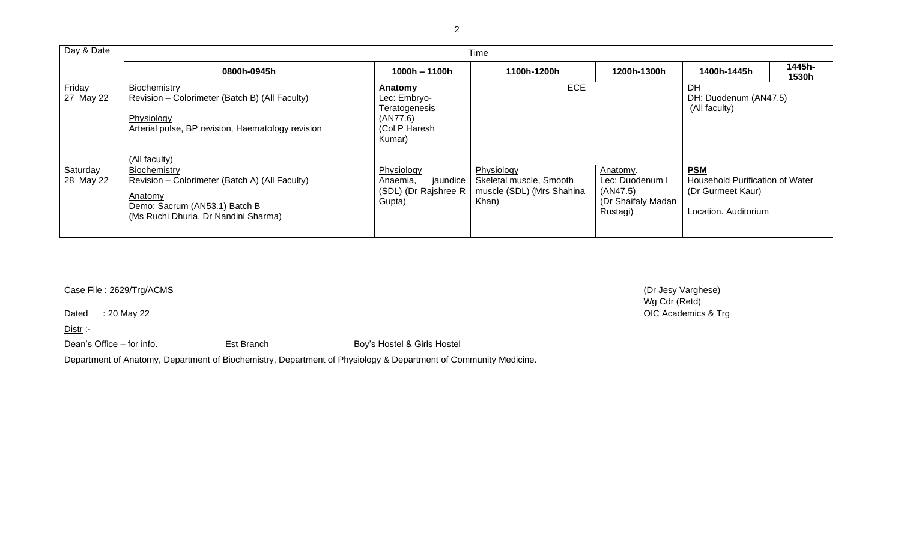| Day & Date | Time | | | | | |
|---|---|---|---|---|---|---|
| | **0800h-0945h** | **1000h – 1100h** | **1100h-1200h** | **1200h-1300h** | **1400h-1445h** | **1445h-1530h** |
| Friday 27 May 22 | Biochemistry<br>Revision – Colorimeter (Batch B) (All Faculty)<br>Physiology<br>Arterial pulse, BP revision, Haematology revision<br>(All faculty) | **Anatomy**<br>Lec: Embryo-Teratogenesis (AN77.6)<br>(Col P Haresh Kumar) | ECE | | DH<br>DH: Duodenum (AN47.5)<br>(All faculty) | |
| Saturday 28 May 22 | Biochemistry<br>Revision – Colorimeter (Batch A) (All Faculty)<br>Anatomy<br>Demo: Sacrum (AN53.1) Batch B<br>(Ms Ruchi Dhuria, Dr Nandini Sharma) | Physiology<br>Anaemia, jaundice (SDL) (Dr Rajshree R Gupta) | Physiology<br>Skeletal muscle, Smooth muscle (SDL) (Mrs Shahina Khan) | Anatomy.<br>Lec: Duodenum I (AN47.5)<br>(Dr Shaifaly Madan Rustagi) | **PSM**<br>Household Purification of Water<br>(Dr Gurmeet Kaur)<br>Location. Auditorium | |

Case File : 2629/Trg/ACMS

Dated : 20 May 22

(Dr Jesy Varghese)
Wg Cdr (Retd)
OIC Academics & Trg

Distr :-

Dean's Office – for info. Est Branch Boy's Hostel & Girls Hostel

Department of Anatomy, Department of Biochemistry, Department of Physiology & Department of Community Medicine.